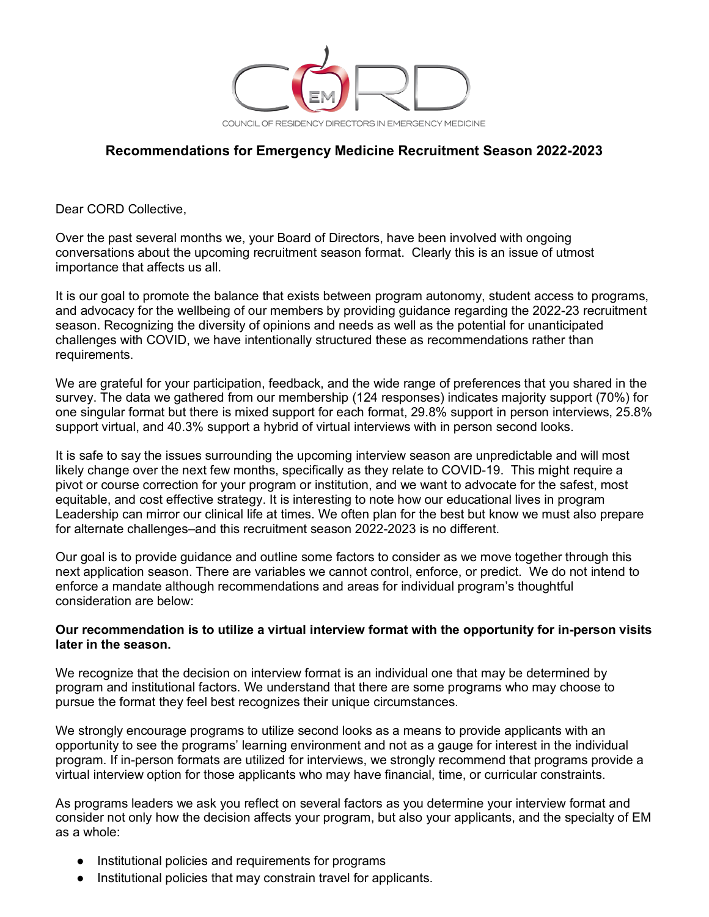COUNCIL OF RESIDENCY DIRECTORS IN EMERGENCY MEDICINE

## Recommendations for Emergency Medicine Recruitment Season 2022-2023

Dear CORD Collective,

Over the past several months we, your Board of Directors, have been involved with ongoing conversations about the upcoming recruitment season format. Clearly this is an issue of utmost importance that affects us all.

It is our goal to promote the balance that exists between program autonomy, student access to programs, and advocacy for the wellbeing of our members by providing guidance regarding the 2022-23 recruitment season. Recognizing the diversity of opinions and needs as well as the potential for unanticipated challenges with COVID, we have intentionally structured these as recommendations rather than requirements.

We are grateful for your participation, feedback, and the wide range of preferences that you shared in the survey. The data we gathered from our membership (124 responses) indicates majority support (70%) for one singular format but there is mixed support for each format, 29.8% support in person interviews, 25.8% support virtual, and 40.3% support a hybrid of virtual interviews with in person second looks.

It is safe to say the issues surrounding the upcoming interview season are unpredictable and will most likely change over the next few months, specifically as they relate to COVID-19. This might require a pivot or course correction for your program or institution, and we want to advocate for the safest, most equitable, and cost effective strategy. It is interesting to note how our educational lives in program Leadership can mirror our clinical life at times. We often plan for the best but know we must also prepare for alternate challenges–and this recruitment season 2022-2023 is no different.

Our goal is to provide guidance and outline some factors to consider as we move together through this next application season. There are variables we cannot control, enforce, or predict. We do not intend to enforce a mandate although recommendations and areas for individual program's thoughtful consideration are below:

**Our recommendation is to utilize a virtual interview format with the opportunity for in-person visits later in the season.**

We recognize that the decision on interview format is an individual one that may be determined by program and institutional factors. We understand that there are some programs who may choose to pursue the format they feel best recognizes their unique circumstances.

We strongly encourage programs to utilize second looks as a means to provide applicants with an opportunity to see the programs' learning environment and not as a gauge for interest in the individual program. If in-person formats are utilized for interviews, we strongly recommend that programs provide a virtual interview option for those applicants who may have financial, time, or curricular constraints.

As programs leaders we ask you reflect on several factors as you determine your interview format and consider not only how the decision affects your program, but also your applicants, and the specialty of EM as a whole:

- Institutional policies and requirements for programs
- Institutional policies that may constrain travel for applicants.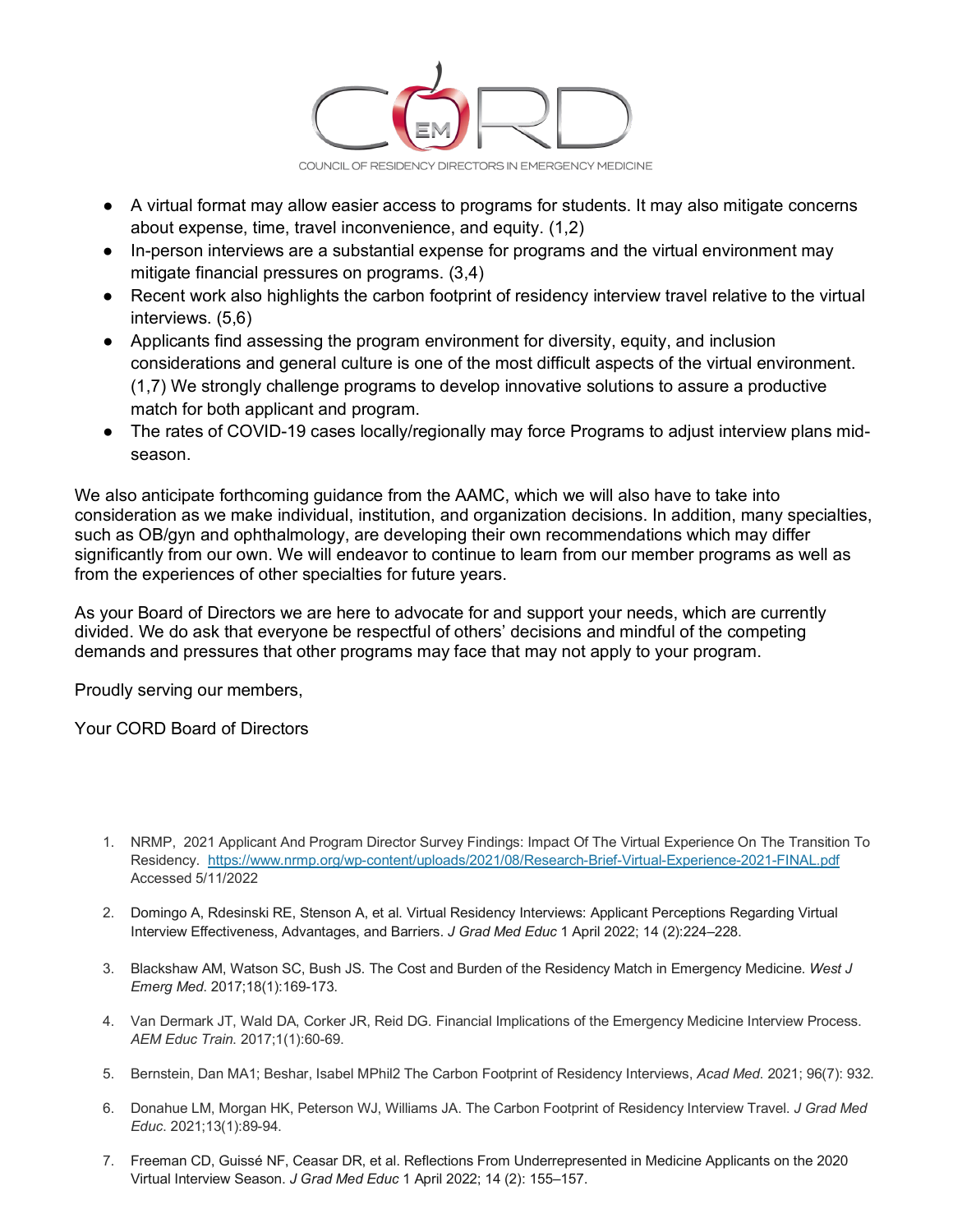- A virtual format may allow easier access to programs for students. It may also mitigate concerns about expense, time, travel inconvenience, and equity. (1,2)
- In-person interviews are a substantial expense for programs and the virtual environment may mitigate financial pressures on programs. (3,4)
- Recent work also highlights the carbon footprint of residency interview travel relative to the virtual interviews. (5,6)
- Applicants find assessing the program environment for diversity, equity, and inclusion considerations and general culture is one of the most difficult aspects of the virtual environment. (1,7) We strongly challenge programs to develop innovative solutions to assure a productive match for both applicant and program.
- The rates of COVID-19 cases locally/regionally may force Programs to adjust interview plans mid-season.

We also anticipate forthcoming guidance from the AAMC, which we will also have to take into consideration as we make individual, institution, and organization decisions. In addition, many specialties, such as OB/gyn and ophthalmology, are developing their own recommendations which may differ significantly from our own. We will endeavor to continue to learn from our member programs as well as from the experiences of other specialties for future years.

As your Board of Directors we are here to advocate for and support your needs, which are currently divided. We do ask that everyone be respectful of others' decisions and mindful of the competing demands and pressures that other programs may face that may not apply to your program.

Proudly serving our members,

Your CORD Board of Directors

1. NRMP, 2021 Applicant And Program Director Survey Findings: Impact Of The Virtual Experience On The Transition To Residency. https://www.nrmp.org/wp-content/uploads/2021/08/Research-Brief-Virtual-Experience-2021-FINAL.pdf Accessed 5/11/2022
2. Domingo A, Rdesinski RE, Stenson A, et al. Virtual Residency Interviews: Applicant Perceptions Regarding Virtual Interview Effectiveness, Advantages, and Barriers. *J Grad Med Educ* 1 April 2022; 14 (2):224–228.
3. Blackshaw AM, Watson SC, Bush JS. The Cost and Burden of the Residency Match in Emergency Medicine. *West J Emerg Med*. 2017;18(1):169-173.
4. Van Dermark JT, Wald DA, Corker JR, Reid DG. Financial Implications of the Emergency Medicine Interview Process. *AEM Educ Train.* 2017;1(1):60-69.
5. Bernstein, Dan MA1; Beshar, Isabel MPhil2 The Carbon Footprint of Residency Interviews, *Acad Med.* 2021; 96(7): 932.
6. Donahue LM, Morgan HK, Peterson WJ, Williams JA. The Carbon Footprint of Residency Interview Travel. *J Grad Med Educ*. 2021;13(1):89-94.
7. Freeman CD, Guissé NF, Ceasar DR, et al. Reflections From Underrepresented in Medicine Applicants on the 2020 Virtual Interview Season. *J Grad Med Educ* 1 April 2022; 14 (2): 155–157.